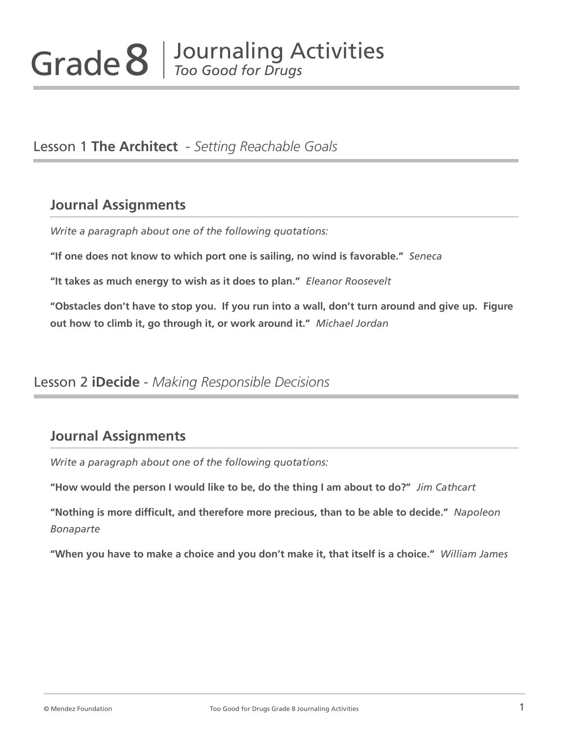# Grade 8 | Journaling Activities *Too Good for Drugs*

## Lesson 1 **The Architect** - *Setting Reachable Goals*

### Journal Assignments

*Write a paragraph about one of the following quotations:*

**"If one does not know to which port one is sailing, no wind is favorable."** *Seneca*

**"It takes as much energy to wish as it does to plan."** *Eleanor Roosevelt*

**"Obstacles don't have to stop you. If you run into a wall, don't turn around and give up. Figure out how to climb it, go through it, or work around it."** *Michael Jordan*

## Lesson 2 **iDecide** - *Making Responsible Decisions*

### Journal Assignments

*Write a paragraph about one of the following quotations:*

**"How would the person I would like to be, do the thing I am about to do?"** *Jim Cathcart*

**"Nothing is more difficult, and therefore more precious, than to be able to decide."** *Napoleon Bonaparte*

**"When you have to make a choice and you don't make it, that itself is a choice."** *William James*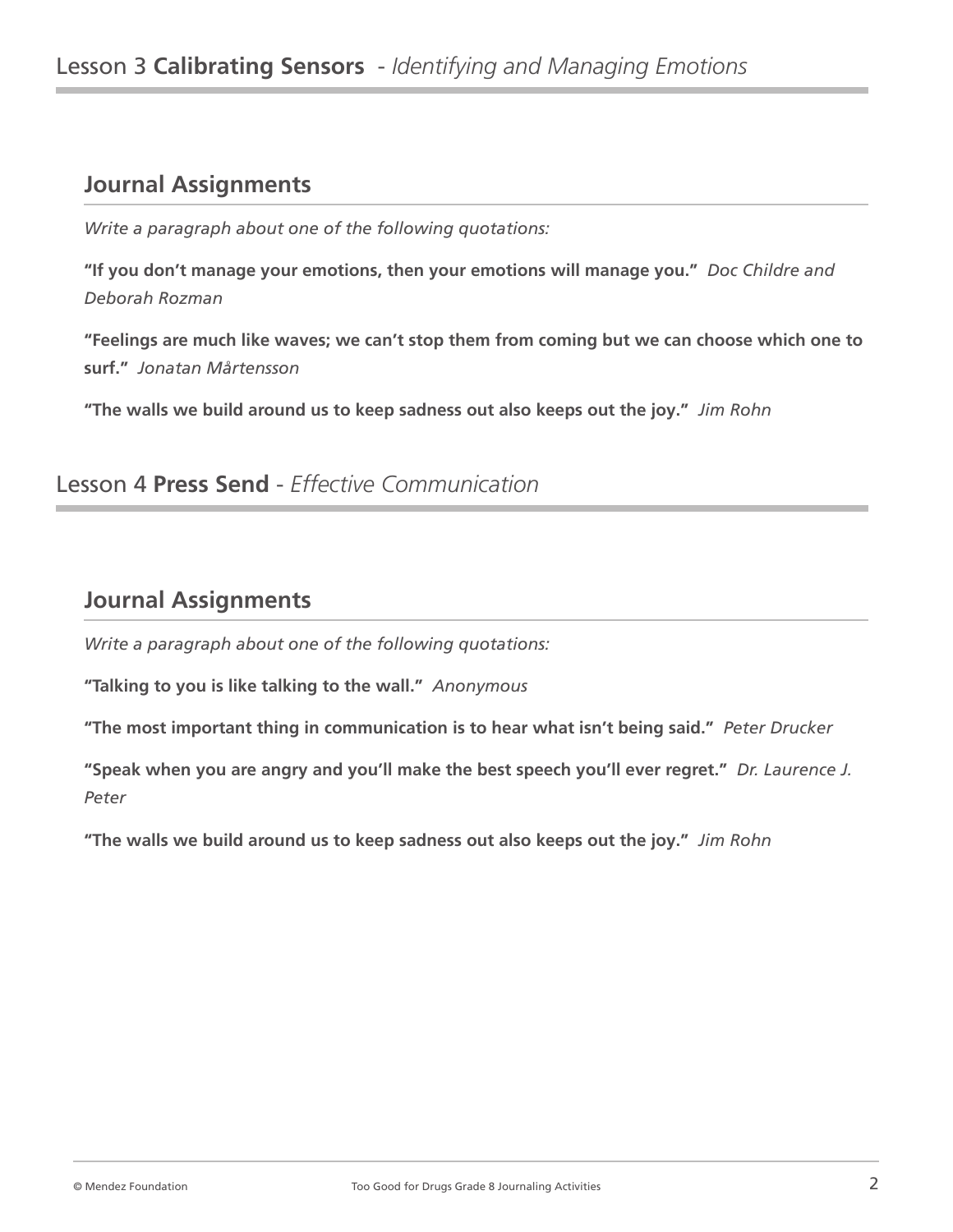# Lesson 3 **Calibrating Sensors** - *Identifying and Managing Emotions*

## Journal Assignments

*Write a paragraph about one of the following quotations:*

**"If you don't manage your emotions, then your emotions will manage you."** *Doc Childre and Deborah Rozman*

**"Feelings are much like waves; we can't stop them from coming but we can choose which one to surf."** *Jonatan Mårtensson*

**"The walls we build around us to keep sadness out also keeps out the joy."** *Jim Rohn*

# Lesson 4 **Press Send** - *Effective Communication*

## Journal Assignments

*Write a paragraph about one of the following quotations:*

**"Talking to you is like talking to the wall."** *Anonymous*

**"The most important thing in communication is to hear what isn't being said."** *Peter Drucker*

**"Speak when you are angry and you'll make the best speech you'll ever regret."** *Dr. Laurence J. Peter*

**"The walls we build around us to keep sadness out also keeps out the joy."** *Jim Rohn*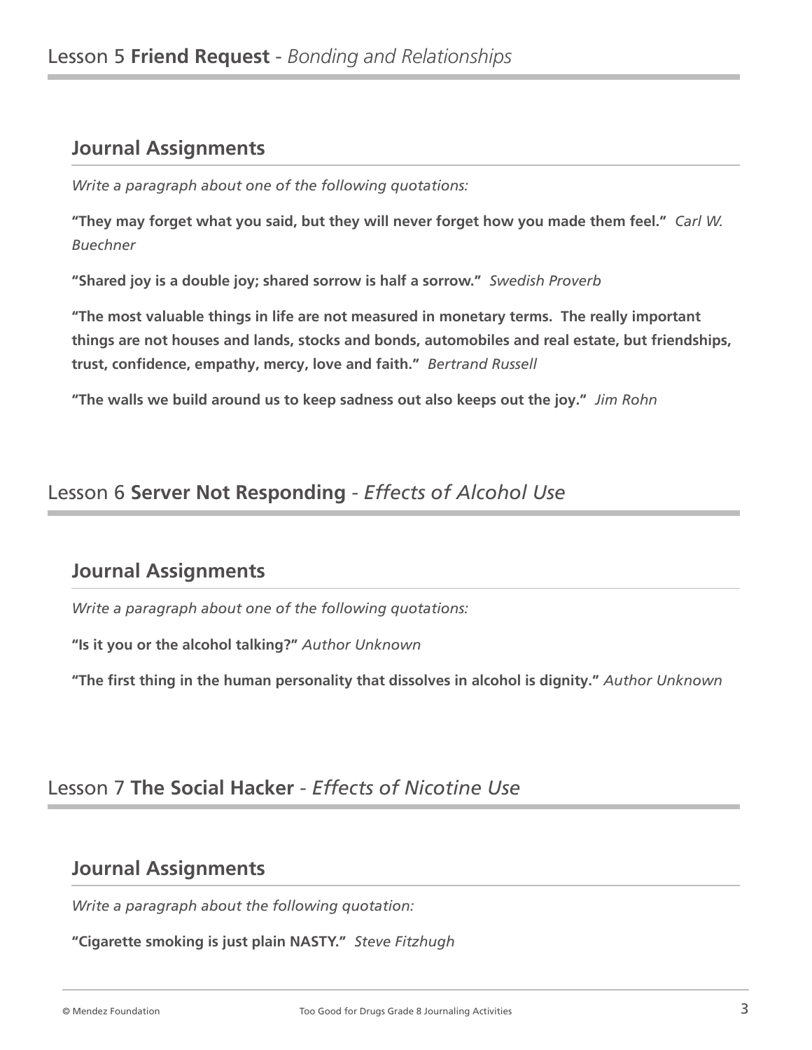# Lesson 5 **Friend Request** - *Bonding and Relationships*

## Journal Assignments

*Write a paragraph about one of the following quotations:*

**"They may forget what you said, but they will never forget how you made them feel."** *Carl W. Buechner*

**"Shared joy is a double joy; shared sorrow is half a sorrow."** *Swedish Proverb*

**"The most valuable things in life are not measured in monetary terms. The really important things are not houses and lands, stocks and bonds, automobiles and real estate, but friendships, trust, confidence, empathy, mercy, love and faith."** *Bertrand Russell*

**"The walls we build around us to keep sadness out also keeps out the joy."** *Jim Rohn*

# Lesson 6 **Server Not Responding** - *Effects of Alcohol Use*

## Journal Assignments

*Write a paragraph about one of the following quotations:*

**"Is it you or the alcohol talking?"** *Author Unknown*

**"The first thing in the human personality that dissolves in alcohol is dignity."** *Author Unknown*

# Lesson 7 **The Social Hacker** - *Effects of Nicotine Use*

## Journal Assignments

*Write a paragraph about the following quotation:*

**"Cigarette smoking is just plain NASTY."** *Steve Fitzhugh*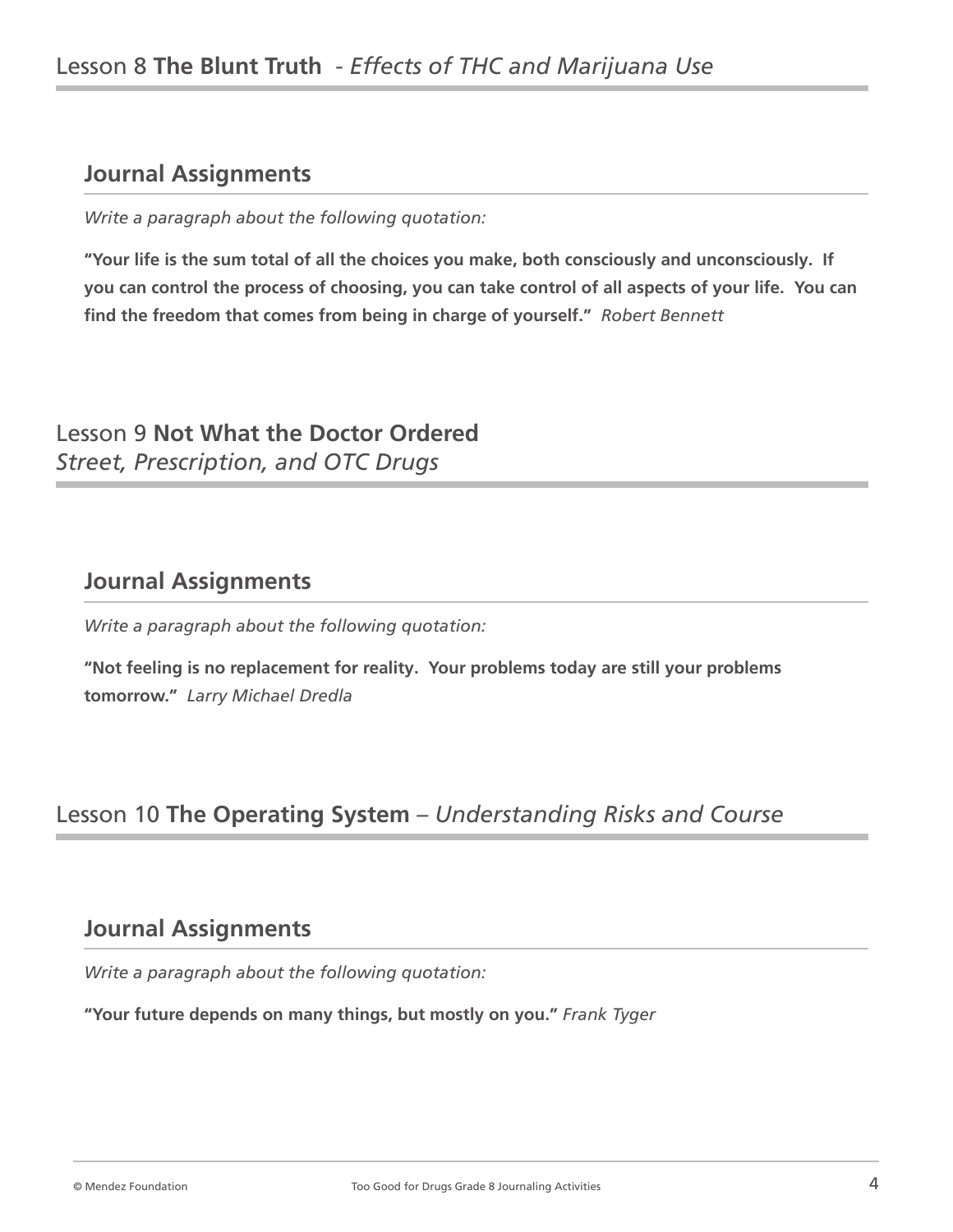# Lesson 8 **The Blunt Truth** - *Effects of THC and Marijuana Use*

## Journal Assignments

*Write a paragraph about the following quotation:*

**"Your life is the sum total of all the choices you make, both consciously and unconsciously. If you can control the process of choosing, you can take control of all aspects of your life. You can find the freedom that comes from being in charge of yourself."** *Robert Bennett*

# Lesson 9 **Not What the Doctor Ordered** *Street, Prescription, and OTC Drugs*

## Journal Assignments

*Write a paragraph about the following quotation:*

**"Not feeling is no replacement for reality. Your problems today are still your problems tomorrow."** *Larry Michael Dredla*

# Lesson 10 **The Operating System** – *Understanding Risks and Course*

## Journal Assignments

*Write a paragraph about the following quotation:*

**"Your future depends on many things, but mostly on you."** *Frank Tyger*